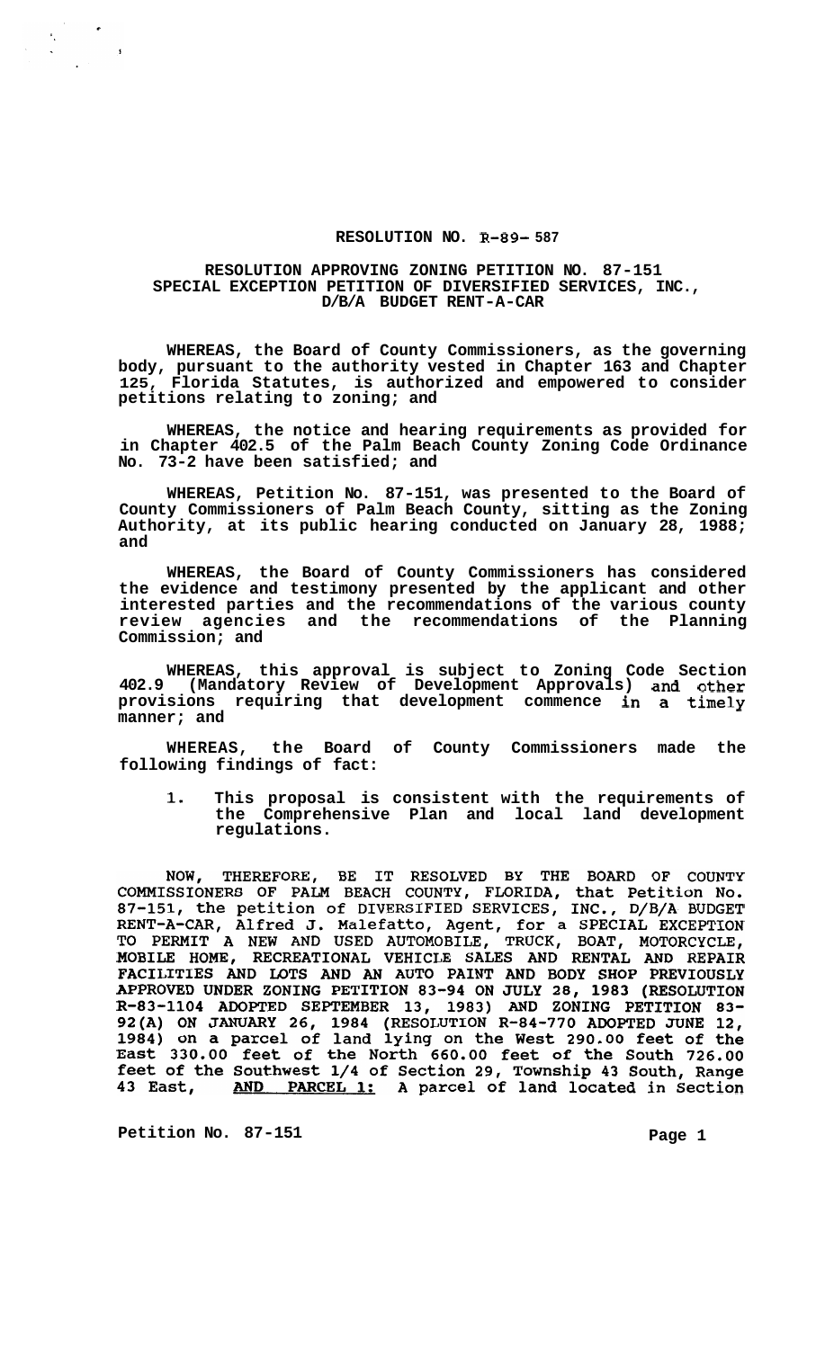**RESOLUTION NO. R-89- 587**

**RESOLUTION APPROVING ZONING PETITION NO. 87-151 SPECIAL EXCEPTION PETITION OF DIVERSIFIED SERVICES, INC., D/B/A BUDGET RENT-A-CAR**

**WHEREAS, the Board of County Commissioners, as the governing body, pursuant to the authority vested in Chapter 163 and Chapter 125, Florida Statutes, is authorized and empowered to consider petitions relating to zoning; and**

**WHEREAS, the notice and hearing requirements as provided for in Chapter 402.5 of the Palm Beach County Zoning Code Ordinance No. 73-2 have been satisfied; and**

**WHEREAS, Petition No. 87-151, was presented to the Board of County Commissioners of Palm Beach County, sitting as the Zoning Authority, at its public hearing conducted on January 28, 1988; and**

**WHEREAS, the Board of County Commissioners has considered the evidence and testimony presented by the applicant and other interested parties and the recommendations of the various county review agencies and the recommendations of the Planning Commission; and**

**WHEREAS, this approval is subject to Zoning Code Section 402.9 (Mandatory Review of Development Approvals) and other provisions requiring that development commence in a timely manner; and**

**WHEREAS, the Board of County Commissioners made the following findings of fact:**

1. **This proposal is consistent with the requirements of the Comprehensive Plan and local land development regulations.**

NOW, THEREFORE, BE IT RESOLVED BY THE BOARD OF COUNTY COMMISSIONERS OF PALM BEACH COUNTY, FLORIDA, that Petition No. 87-151, the petition of DIVERSIFIED SERVICES, INC., D/B/A BUDGET RENT-A-CAR, Alfred J. Malefatto, Agent, for a SPECIAL EXCEPTION TO PERMIT A NEW AND USED AUTOMOBILE, TRUCK, BOAT, MOTORCYCLE, MOBILE HOME, RECREATIONAL VEHICLE SALES AND RENTAL AND REPAIR FACILITIES AND LOTS AND AN AUTO PAINT AND BODY SHOP PREVIOUSLY APPROVED UNDER ZONING PETITION 83-94 ON JULY 28, 1983 (RESOLUTION R-83-1104 ADOPTED SEPTEMBER 13, 1983) AND ZONING PETITION 83-92(A) ON JANUARY 26, 1984 (RESOLUTION R-84-770 ADOPTED JUNE 12, 1984) on a parcel of land lying on the West 290.00 feet of the East 330.00 feet of the North 660.00 feet of the South 726.00 feet of the Southwest 1/4 of Section 29, Township 43 South, Range 43 East, AND PARCEL 1: A parcel of land located in Section

**Petition No. 87-151**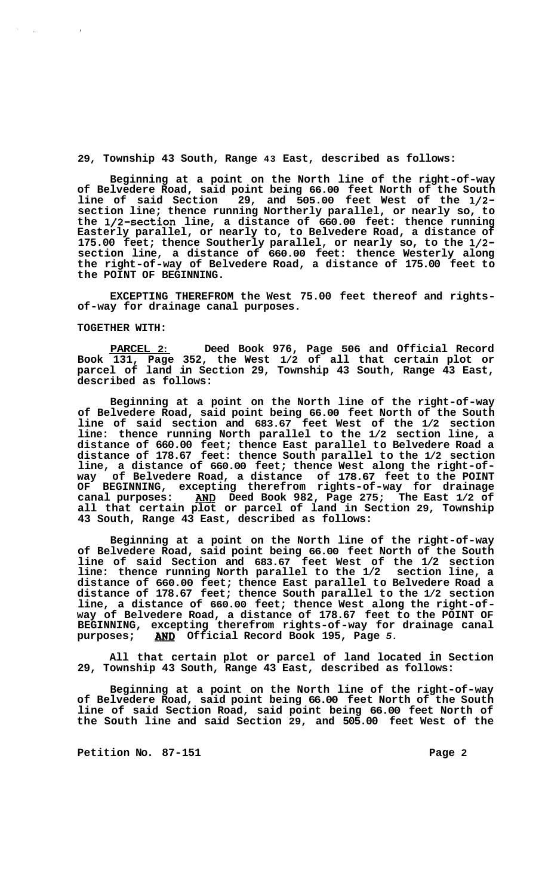**29, Township 43 South, Range 43 East, described as follows:**

**Beginning at a point on the North line of the right-of-way of Belvedere Road, said point being 66.00 feet North of the South line of said Section 29, and 505.00 feet West of the 1/2-section line; thence running Northerly parallel, or nearly so, to the 1/2-section line, a distance of 660.00 feet: thence running Easterly parallel, or nearly to, to Belvedere Road, a distance of 175.00 feet; thence Southerly parallel, or nearly so, to the 1/2-section line, a distance of 660.00 feet: thence Westerly along the right-of-way of Belvedere Road, a distance of 175.00 feet to the POINT OF BEGINNING.**

**EXCEPTING THEREFROM the West 75.00 feet thereof and rights-of-way for drainage canal purposes.**

**TOGETHER WITH:**

**<u>PARCEL 2:</u> Deed Book 976, Page 506 and Official Record Book 131, Page 352, the West 1/2 of all that certain plot or parcel of land in Section 29, Township 43 South, Range 43 East, described as follows:**

**Beginning at a point on the North line of the right-of-way of Belvedere Road, said point being 66.00 feet North of the South line of said section and 683.67 feet West of the 1/2 section line: thence running North parallel to the 1/2 section line, a distance of 660.00 feet; thence East parallel to Belvedere Road a distance of 178.67 feet: thence South parallel to the 1/2 section line, a distance of 660.00 feet; thence West along the right-of-way of Belvedere Road, a distance of 178.67 feet to the POINT OF BEGINNING, excepting therefrom rights-of-way for drainage canal purposes: <u>AND</u> Deed Book 982, Page 275; The East 1/2 of all that certain plot or parcel of land in Section 29, Township 43 South, Range 43 East, described as follows:**

**Beginning at a point on the North line of the right-of-way of Belvedere Road, said point being 66.00 feet North of the South line of said Section and 683.67 feet West of the 1/2 section line: thence running North parallel to the 1/2 section line, a distance of 660.00 feet; thence East parallel to Belvedere Road a distance of 178.67 feet; thence South parallel to the 1/2 section line, a distance of 660.00 feet; thence West along the right-of-way of Belvedere Road, a distance of 178.67 feet to the POINT OF BEGINNING, excepting therefrom rights-of-way for drainage canal purposes; <u>AND</u> Official Record Book 195, Page 5.**

**All certain plot or parcel of land located in Section 29, Township 43 South, Range 43 East, described as follows:**

**Beginning at a point on the North line of the right-of-way of Belvedere Road, said point being 66.00 feet North of the South line of said Section Road, said point being 66.00 feet North of the South line and said Section 29, and 505.00 feet West of the**

**Petition No. 87-151**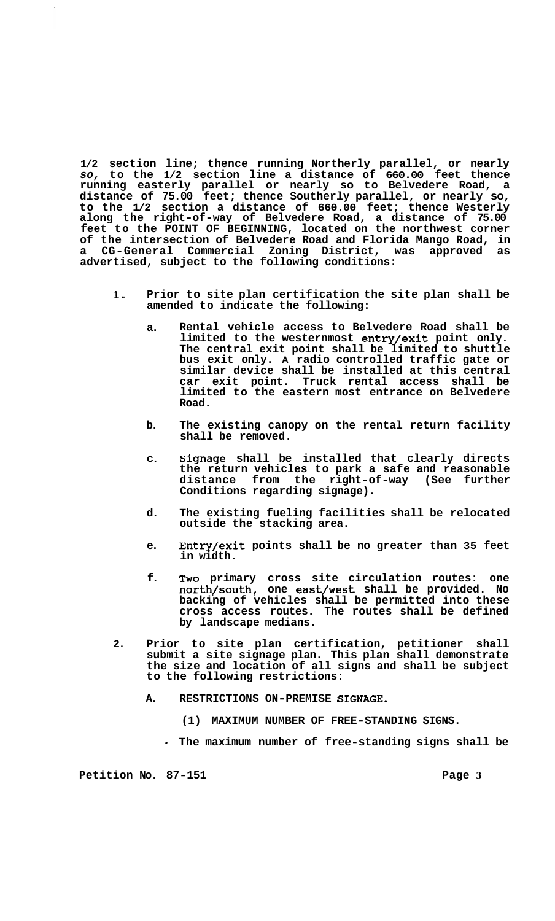**1/2 section line; thence running Northerly parallel, or nearly *so,* to the 1/2 section line a distance of 660.00 feet thence running easterly parallel or nearly so to Belvedere Road, a distance of 75.00 feet; thence Southerly parallel, or nearly so, to the 1/2 section a distance of 660.00 feet; thence Westerly along the right-of-way of Belvedere Road, a distance of 75.00 feet to the POINT OF BEGINNING, located on the northwest corner of the intersection of Belvedere Road and Florida Mango Road, in a CG-General Commercial Zoning District, was approved as advertised, subject to the following conditions:**

1. **Prior to site plan certification the site plan shall be amended to indicate the following:**

   a. **Rental vehicle access to Belvedere Road shall be limited to the westernmost entry/exit point only. The central exit point shall be limited to shuttle bus exit only. A radio controlled traffic gate or similar device shall be installed at this central car exit point. Truck rental access shall be limited to the eastern most entrance on Belvedere Road.**

   b. **The existing canopy on the rental return facility shall be removed.**

   c. **Signage shall be installed that clearly directs the return vehicles to park a safe and reasonable distance from the right-of-way (See further Conditions regarding signage).**

   d. **The existing fueling facilities shall be relocated outside the stacking area.**

   e. **Entry/exit points shall be no greater than 35 feet in width.**

   f. **Two primary cross site circulation routes: one north/south, one east/west shall be provided. No backing of vehicles shall be permitted into these cross access routes. The routes shall be defined by landscape medians.**

2. **Prior to site plan certification, petitioner shall submit a site signage plan. This plan shall demonstrate the size and location of all signs and shall be subject to the following restrictions:**

   A. **RESTRICTIONS ON-PREMISE SIGNAGE.**

      **(1) MAXIMUM NUMBER OF FREE-STANDING SIGNS.**

      - **The maximum number of free-standing signs shall be**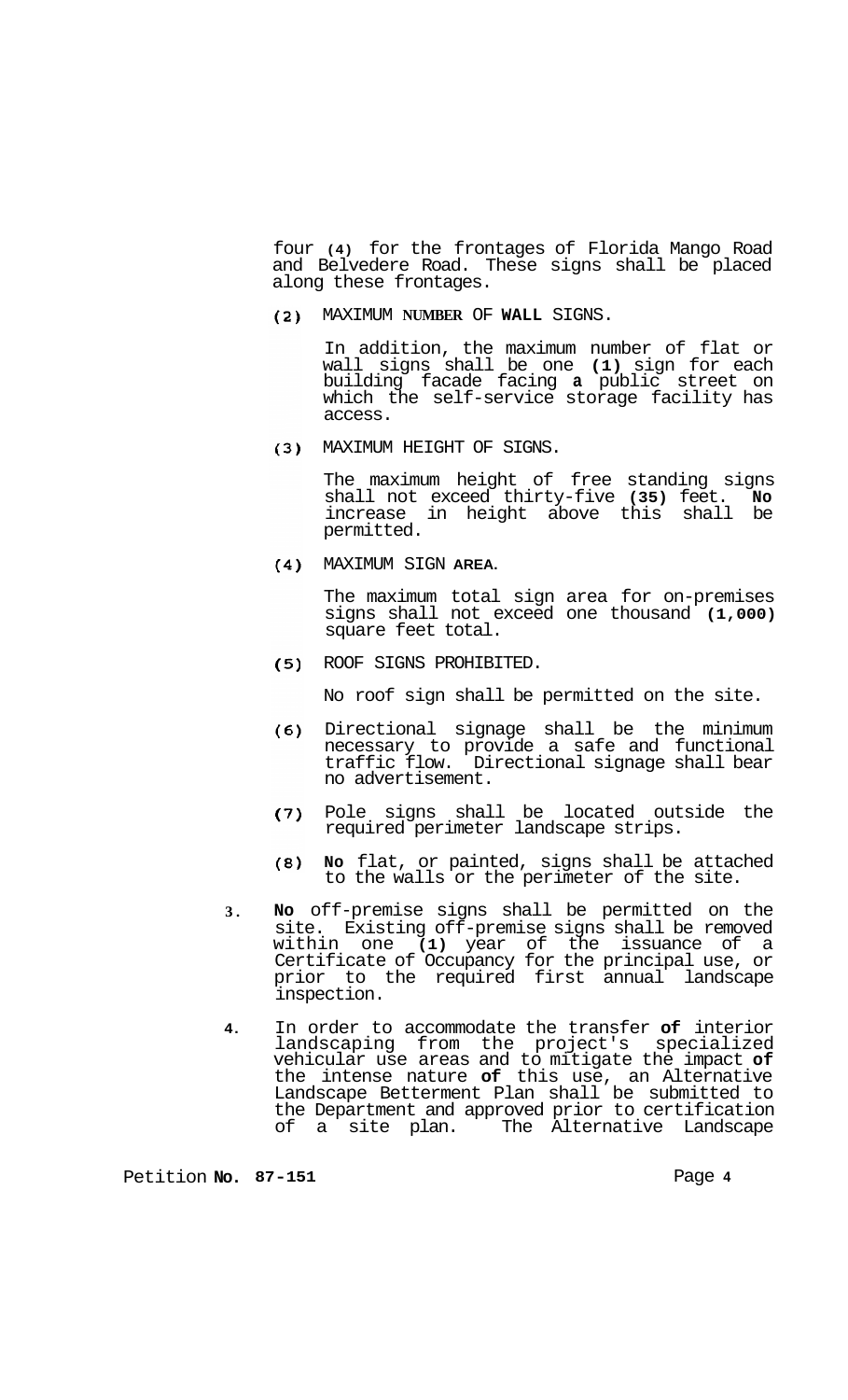four (4) for the frontages of Florida Mango Road and Belvedere Road. These signs shall be placed along these frontages.

(2) MAXIMUM **NUMBER** OF **WALL** SIGNS.

In addition, the maximum number of flat or wall signs shall be one (1) sign for each building facade facing a public street on which the self-service storage facility has access.

(3) MAXIMUM HEIGHT OF SIGNS.

The maximum height of free standing signs shall not exceed thirty-five (35) feet. No increase in height above this shall be permitted.

(4) MAXIMUM SIGN **AREA**.

The maximum total sign area for on-premises signs shall not exceed one thousand (1,000) square feet total.

(5) ROOF SIGNS PROHIBITED.

No roof sign shall be permitted on the site.

(6) Directional signage shall be the minimum necessary to provide a safe and functional traffic flow. Directional signage shall bear no advertisement.

(7) Pole signs shall be located outside the required perimeter landscape strips.

(8) No flat, or painted, signs shall be attached to the walls or the perimeter of the site.

3. No off-premise signs shall be permitted on the site. Existing off-premise signs shall be removed within one (1) year of the issuance of a Certificate of Occupancy for the principal use, or prior to the required first annual landscape inspection.

4. In order to accommodate the transfer of interior landscaping from the project's specialized vehicular use areas and to mitigate the impact of the intense nature of this use, an Alternative Landscape Betterment Plan shall be submitted to the Department and approved prior to certification of a site plan. The Alternative Landscape

Petition No. 87-151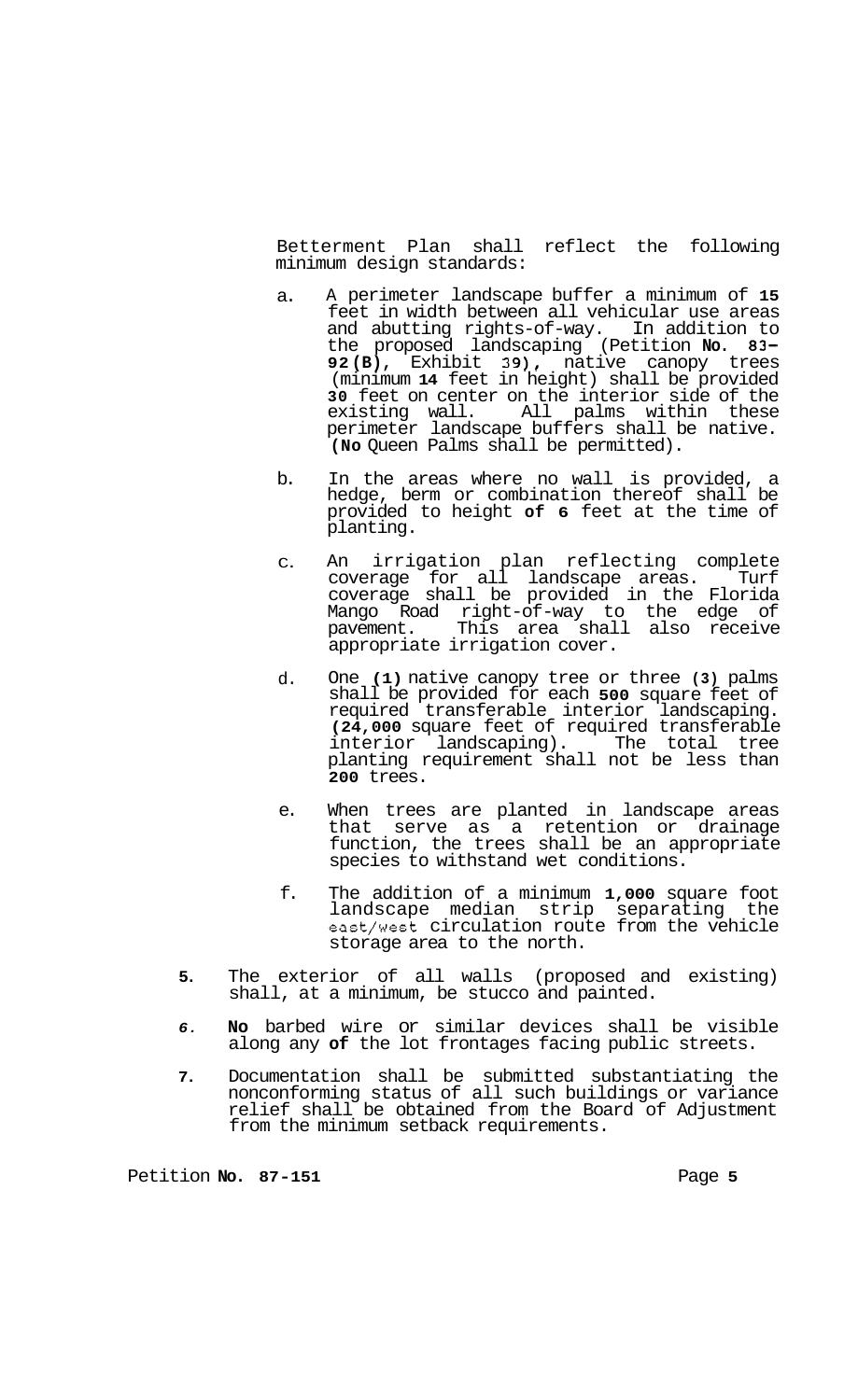Betterment Plan shall reflect the following minimum design standards:

a. A perimeter landscape buffer a minimum of **15** feet in width between all vehicular use areas and abutting rights-of-way. In addition to the proposed landscaping (Petition **No. 83-92(B)**, Exhibit 39), native canopy trees (minimum **14** feet in height) shall be provided **30** feet on center on the interior side of the existing wall. All palms within these perimeter landscape buffers shall be native. **(No** Queen Palms shall be permitted).

b. In the areas where no wall is provided, a hedge, berm or combination thereof shall be provided to height **of 6** feet at the time of planting.

c. An irrigation plan reflecting complete coverage for all landscape areas. Turf coverage shall be provided in the Florida Mango Road right-of-way to the edge of pavement. This area shall also receive appropriate irrigation cover.

d. One **(1)** native canopy tree or three **(3)** palms shall be provided for each **500** square feet of required transferable interior landscaping. **(24,000** square feet of required transferable interior landscaping). The total tree planting requirement shall not be less than **200** trees.

e. When trees are planted in landscape areas that serve as a retention or drainage function, the trees shall be an appropriate species to withstand wet conditions.

f. The addition of a minimum **1,000** square foot landscape median strip separating the east/west circulation route from the vehicle storage area to the north.

**5.** The exterior of all walls (proposed and existing) shall, at a minimum, be stucco and painted.

*6.* **No** barbed wire or similar devices shall be visible along any **of** the lot frontages facing public streets.

**7.** Documentation shall be submitted substantiating the nonconforming status of all such buildings or variance relief shall be obtained from the Board of Adjustment from the minimum setback requirements.

Petition **No. 87-151**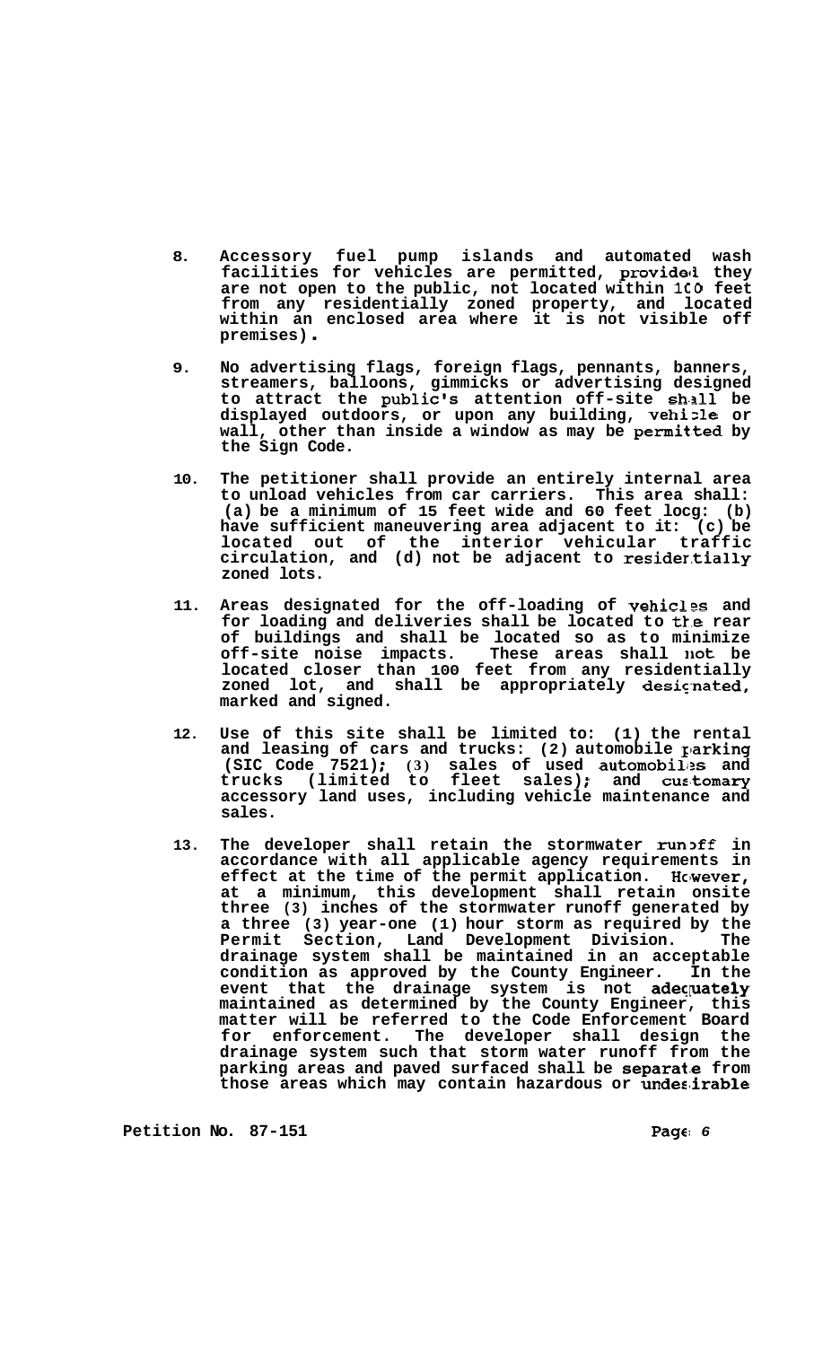8. Accessory fuel pump islands and automated wash facilities for vehicles are permitted, provided they are not open to the public, not located within 100 feet from any residentially zoned property, and located within an enclosed area where it is not visible off premises).

9. No advertising flags, foreign flags, pennants, banners, streamers, balloons, gimmicks or advertising designed to attract the public's attention off-site shall be displayed outdoors, or upon any building, vehicle or wall, other than inside a window as may be permitted by the Sign Code.

10. The petitioner shall provide an entirely internal area to unload vehicles from car carriers. This area shall: (a) be a minimum of 15 feet wide and 60 feet long: (b) have sufficient maneuvering area adjacent to it: (c) be located out of the interior vehicular traffic circulation, and (d) not be adjacent to residentially zoned lots.

11. Areas designated for the off-loading of vehicles and for loading and deliveries shall be located to the rear of buildings and shall be located so as to minimize off-site noise impacts. These areas shall not be located closer than 100 feet from any residentially zoned lot, and shall be appropriately designated, marked and signed.

12. Use of this site shall be limited to: (1) the rental and leasing of cars and trucks: (2) automobile parking (SIC Code 7521); (3) sales of used automobiles and trucks (limited to fleet sales); and customary accessory land uses, including vehicle maintenance and sales.

13. The developer shall retain the stormwater runoff in accordance with all applicable agency requirements in effect at the time of the permit application. However, at a minimum, this development shall retain onsite three (3) inches of the stormwater runoff generated by a three (3) year-one (1) hour storm as required by the Permit Section, Land Development Division. The drainage system shall be maintained in an acceptable condition as approved by the County Engineer. In the event that the drainage system is not adequately maintained as determined by the County Engineer, this matter will be referred to the Code Enforcement Board for enforcement. The developer shall design the drainage system such that storm water runoff from the parking areas and paved surfaced shall be separate from those areas which may contain hazardous or undesirable

Petition No. 87-151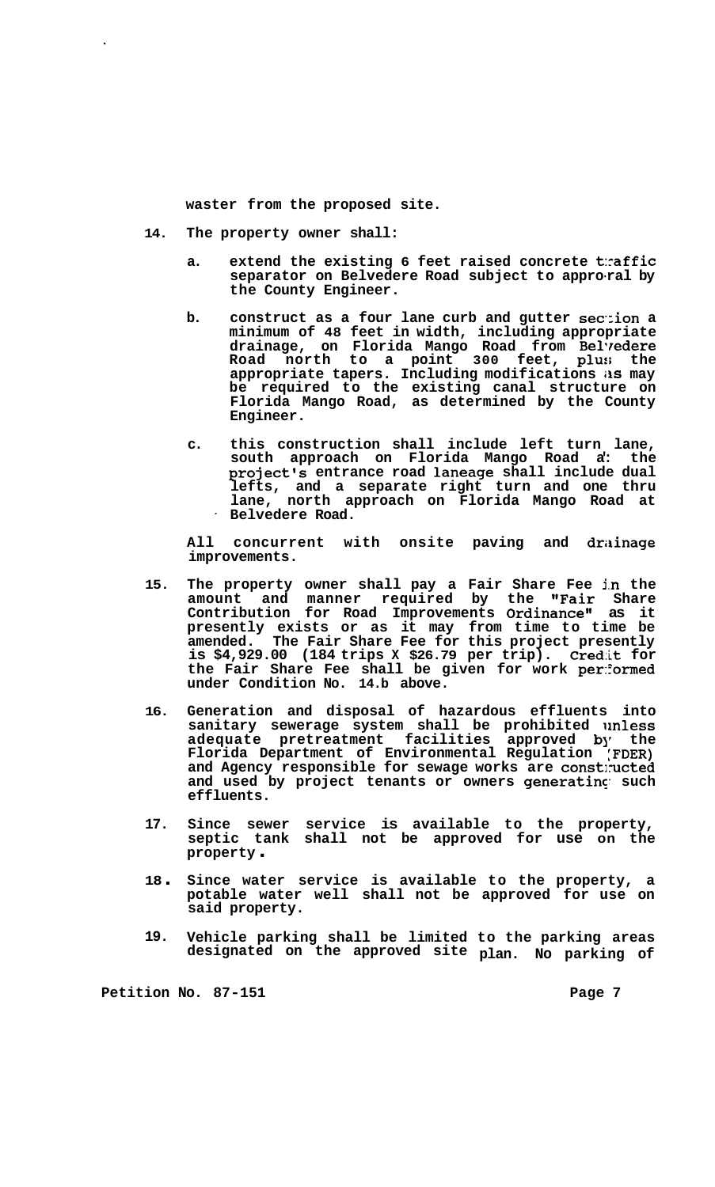**waster from the proposed site.**

**14. The property owner shall:**

   **a. extend the existing 6 feet raised concrete traffic separator on Belvedere Road subject to approval by the County Engineer.**

   **b. construct as a four lane curb and gutter section a minimum of 48 feet in width, including appropriate drainage, on Florida Mango Road from Belvedere Road north to a point 300 feet, plus the appropriate tapers. Including modifications as may be required to the existing canal structure on Florida Mango Road, as determined by the County Engineer.**

   **c. this construction shall include left turn lane, south approach on Florida Mango Road at the project's entrance road laneage shall include dual lefts, and a separate right turn and one thru lane, north approach on Florida Mango Road at Belvedere Road.**

   **All concurrent with onsite paving and drainage improvements.**

**15. The property owner shall pay a Fair Share Fee in the amount and manner required by the "Fair Share Contribution for Road Improvements Ordinance" as it presently exists or as it may from time to time be amended. The Fair Share Fee for this project presently is $4,929.00 (184 trips X $26.79 per trip). Credit for the Fair Share Fee shall be given for work performed under Condition No. 14.b above.**

**16. Generation and disposal of hazardous effluents into sanitary sewerage system shall be prohibited unless adequate pretreatment facilities approved by the Florida Department of Environmental Regulation (FDER) and Agency responsible for sewage works are constructed and used by project tenants or owners generating such effluents.**

**17. Since sewer service is available to the property, septic tank shall not be approved for use on the property.**

**18. Since water service is available to the property, a potable water well shall not be approved for use on said property.**

**19. Vehicle parking shall be limited to the parking areas designated on the approved site plan. No parking of**

**Petition No. 87-151**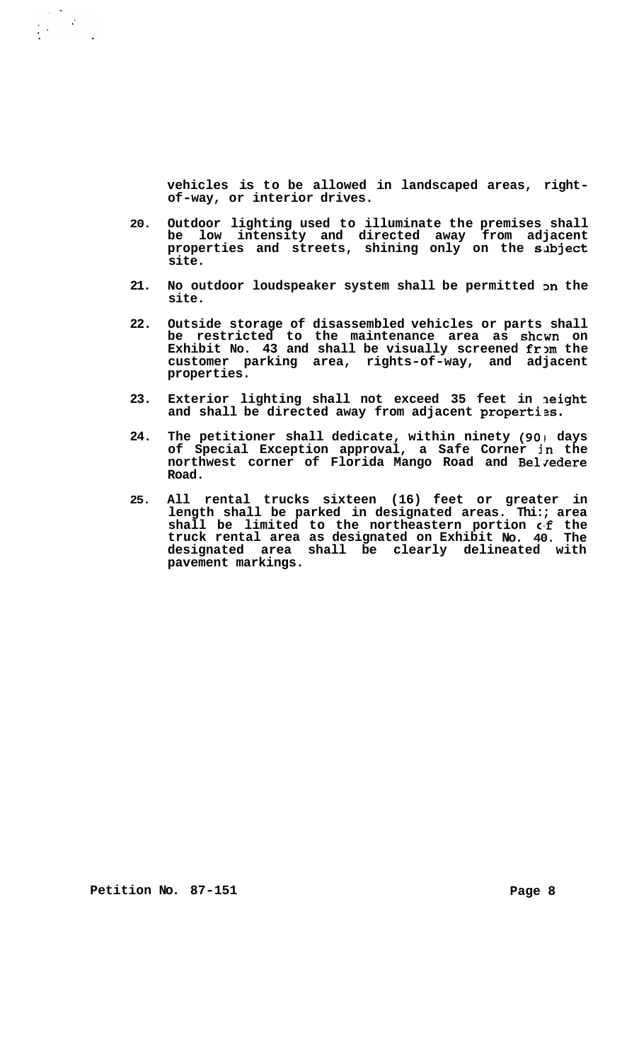vehicles is to be allowed in landscaped areas, right-of-way, or interior drives.

20. Outdoor lighting used to illuminate the premises shall be low intensity and directed away from adjacent properties and streets, shining only on the subject site.

21. No outdoor loudspeaker system shall be permitted on the site.

22. Outside storage of disassembled vehicles or parts shall be restricted to the maintenance area as shown on Exhibit No. 43 and shall be visually screened from the customer parking area, rights-of-way, and adjacent properties.

23. Exterior lighting shall not exceed 35 feet in height and shall be directed away from adjacent properties.

24. The petitioner shall dedicate, within ninety (90) days of Special Exception approval, a Safe Corner in the northwest corner of Florida Mango Road and Belvedere Road.

25. All rental trucks sixteen (16) feet or greater in length shall be parked in designated areas. This area shall be limited to the northeastern portion of the truck rental area as designated on Exhibit No. 40. The designated area shall be clearly delineated with pavement markings.

Petition No. 87-151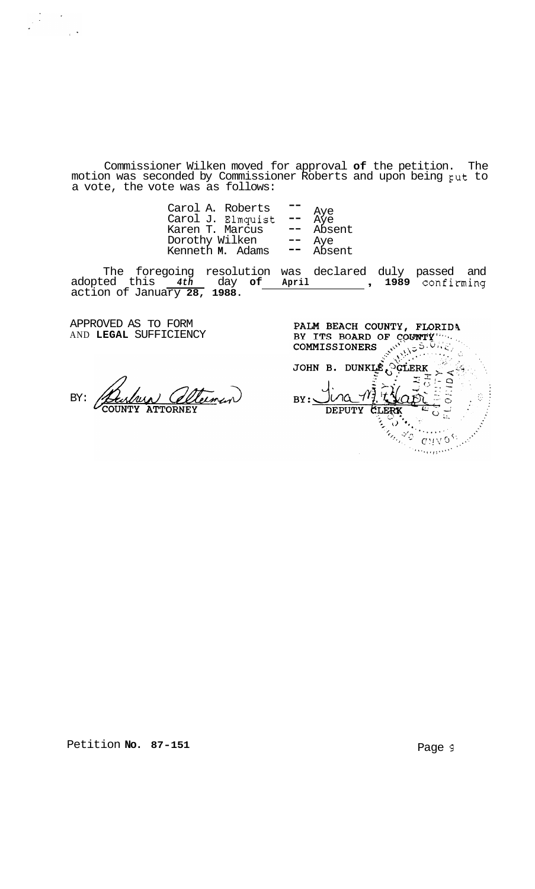Commissioner Wilken moved for approval of the petition. The motion was seconded by Commissioner Roberts and upon being put to a vote, the vote was as follows:

| | | |
|---|---|---|
| Carol A. Roberts | -- | Aye |
| Carol J. Elmquist | -- | Aye |
| Karen T. Marcus | -- | Absent |
| Dorothy Wilken | -- | Aye |
| Kenneth M. Adams | -- | Absent |

The foregoing resolution was declared duly passed and adopted this 4th day of April, 1989 confirming action of January 28, 1988.

APPROVED AS TO FORM AND LEGAL SUFFICIENCY

BY: *[signature]*
COUNTY ATTORNEY

PALM BEACH COUNTY, FLORIDA
BY ITS BOARD OF COUNTY COMMISSIONERS

JOHN B. DUNKLE, CLERK

BY: *[signature]*
DEPUTY CLERK

Petition No. 87-151